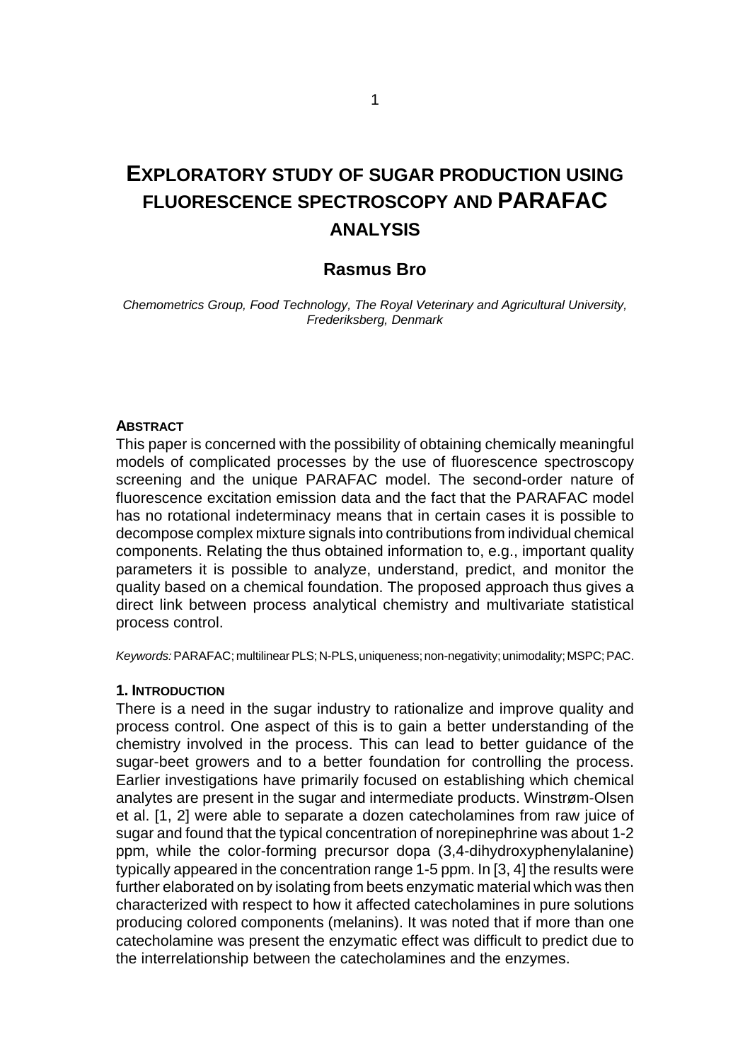# EXPLORATORY STUDY OF SUGAR PRODUCTION USING FLUORESCENCE SPECTROSCOPY AND PARAFAC ANALYSIS

**Rasmus Bro**

*Chemometrics Group, Food Technology, The Royal Veterinary and Agricultural University, Frederiksberg, Denmark*

#### ABSTRACT

This paper is concerned with the possibility of obtaining chemically meaningful models of complicated processes by the use of fluorescence spectroscopy screening and the unique PARAFAC model. The second-order nature of fluorescence excitation emission data and the fact that the PARAFAC model has no rotational indeterminacy means that in certain cases it is possible to decompose complex mixture signals into contributions from individual chemical components. Relating the thus obtained information to, e.g., important quality parameters it is possible to analyze, understand, predict, and monitor the quality based on a chemical foundation. The proposed approach thus gives a direct link between process analytical chemistry and multivariate statistical process control.

*Keywords:* PARAFAC; multilinear PLS; N-PLS, uniqueness; non-negativity; unimodality; MSPC; PAC.

#### 1. INTRODUCTION

There is a need in the sugar industry to rationalize and improve quality and process control. One aspect of this is to gain a better understanding of the chemistry involved in the process. This can lead to better guidance of the sugar-beet growers and to a better foundation for controlling the process. Earlier investigations have primarily focused on establishing which chemical analytes are present in the sugar and intermediate products. Winstrøm-Olsen et al. [1, 2] were able to separate a dozen catecholamines from raw juice of sugar and found that the typical concentration of norepinephrine was about 1-2 ppm, while the color-forming precursor dopa (3,4-dihydroxyphenylalanine) typically appeared in the concentration range 1-5 ppm. In [3, 4] the results were further elaborated on by isolating from beets enzymatic material which was then characterized with respect to how it affected catecholamines in pure solutions producing colored components (melanins). It was noted that if more than one catecholamine was present the enzymatic effect was difficult to predict due to the interrelationship between the catecholamines and the enzymes.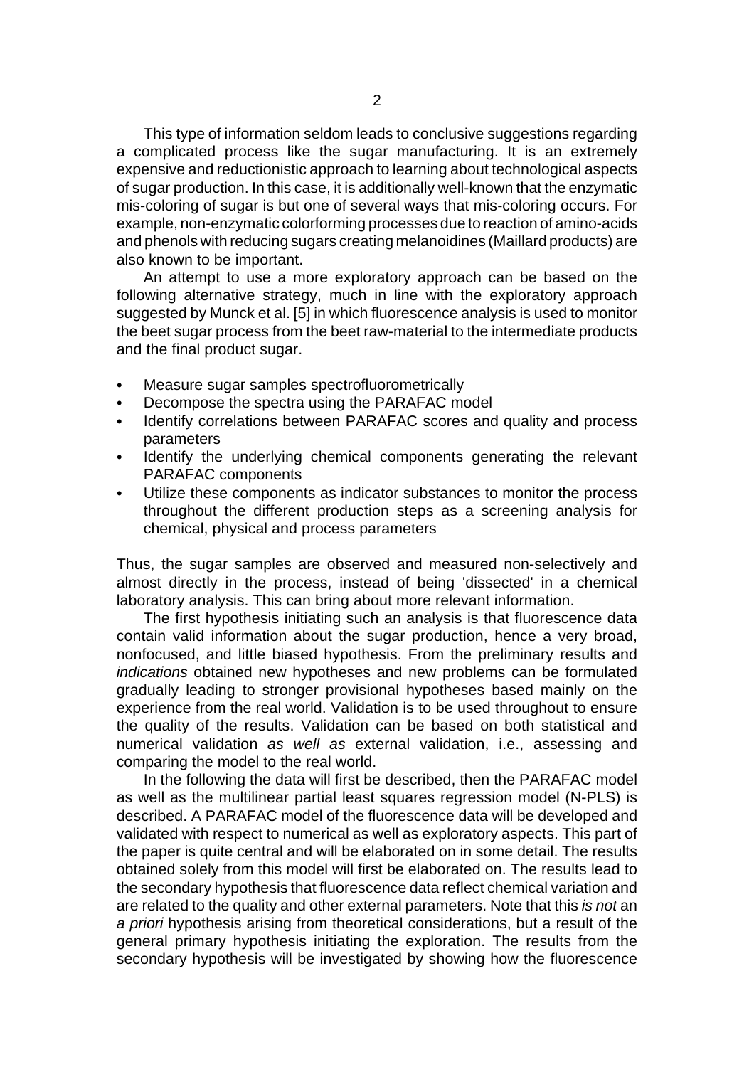This type of information seldom leads to conclusive suggestions regarding a complicated process like the sugar manufacturing. It is an extremely expensive and reductionistic approach to learning about technological aspects of sugar production. In this case, it is additionally well-known that the enzymatic mis-coloring of sugar is but one of several ways that mis-coloring occurs. For example, non-enzymatic colorforming processes due to reaction of amino-acids and phenols with reducing sugars creating melanoidines (Maillard products) are also known to be important.

An attempt to use a more exploratory approach can be based on the following alternative strategy, much in line with the exploratory approach suggested by Munck et al. [5] in which fluorescence analysis is used to monitor the beet sugar process from the beet raw-material to the intermediate products and the final product sugar.

- Measure sugar samples spectrofluorometrically
- Decompose the spectra using the PARAFAC model
- Identify correlations between PARAFAC scores and quality and process parameters
- Identify the underlying chemical components generating the relevant PARAFAC components
- Utilize these components as indicator substances to monitor the process throughout the different production steps as a screening analysis for chemical, physical and process parameters

Thus, the sugar samples are observed and measured non-selectively and almost directly in the process, instead of being 'dissected' in a chemical laboratory analysis. This can bring about more relevant information.

The first hypothesis initiating such an analysis is that fluorescence data contain valid information about the sugar production, hence a very broad, nonfocused, and little biased hypothesis. From the preliminary results and *indications* obtained new hypotheses and new problems can be formulated gradually leading to stronger provisional hypotheses based mainly on the experience from the real world. Validation is to be used throughout to ensure the quality of the results. Validation can be based on both statistical and numerical validation *as well as* external validation, i.e., assessing and comparing the model to the real world.

In the following the data will first be described, then the PARAFAC model as well as the multilinear partial least squares regression model (N-PLS) is described. A PARAFAC model of the fluorescence data will be developed and validated with respect to numerical as well as exploratory aspects. This part of the paper is quite central and will be elaborated on in some detail. The results obtained solely from this model will first be elaborated on. The results lead to the secondary hypothesis that fluorescence data reflect chemical variation and are related to the quality and other external parameters. Note that this *is not* an *a priori* hypothesis arising from theoretical considerations, but a result of the general primary hypothesis initiating the exploration. The results from the secondary hypothesis will be investigated by showing how the fluorescence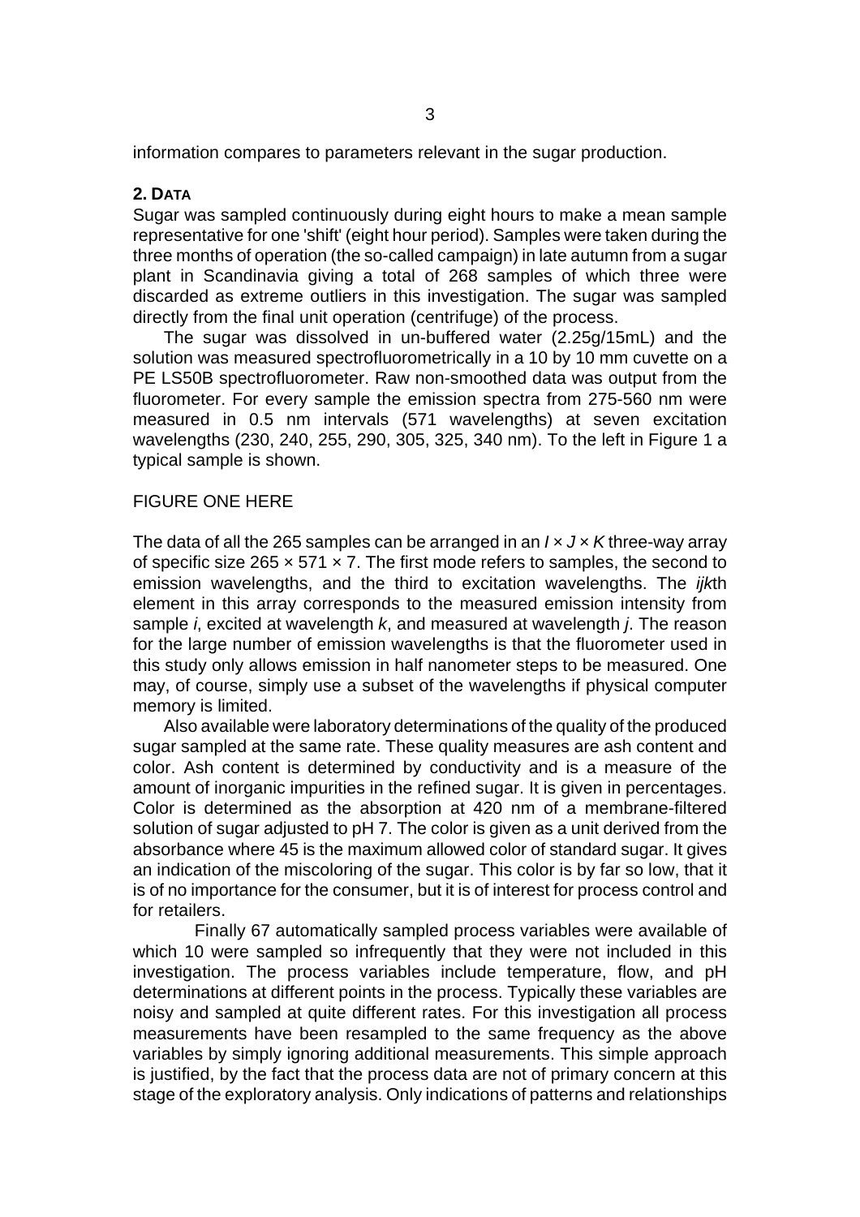information compares to parameters relevant in the sugar production.

## 2. DATA

Sugar was sampled continuously during eight hours to make a mean sample representative for one 'shift' (eight hour period). Samples were taken during the three months of operation (the so-called campaign) in late autumn from a sugar plant in Scandinavia giving a total of 268 samples of which three were discarded as extreme outliers in this investigation. The sugar was sampled directly from the final unit operation (centrifuge) of the process.

The sugar was dissolved in un-buffered water (2.25g/15mL) and the solution was measured spectrofluorometrically in a 10 by 10 mm cuvette on a PE LS50B spectrofluorometer. Raw non-smoothed data was output from the fluorometer. For every sample the emission spectra from 275-560 nm were measured in 0.5 nm intervals (571 wavelengths) at seven excitation wavelengths (230, 240, 255, 290, 305, 325, 340 nm). To the left in Figure 1 a typical sample is shown.

FIGURE ONE HERE

The data of all the 265 samples can be arranged in an $I \times J \times K$ three-way array of specific size $265 \times 571 \times 7$. The first mode refers to samples, the second to emission wavelengths, and the third to excitation wavelengths. The *ijk*th element in this array corresponds to the measured emission intensity from sample $i$, excited at wavelength $k$, and measured at wavelength $j$. The reason for the large number of emission wavelengths is that the fluorometer used in this study only allows emission in half nanometer steps to be measured. One may, of course, simply use a subset of the wavelengths if physical computer memory is limited.

Also available were laboratory determinations of the quality of the produced sugar sampled at the same rate. These quality measures are ash content and color. Ash content is determined by conductivity and is a measure of the amount of inorganic impurities in the refined sugar. It is given in percentages. Color is determined as the absorption at 420 nm of a membrane-filtered solution of sugar adjusted to pH 7. The color is given as a unit derived from the absorbance where 45 is the maximum allowed color of standard sugar. It gives an indication of the miscoloring of the sugar. This color is by far so low, that it is of no importance for the consumer, but it is of interest for process control and for retailers.

Finally 67 automatically sampled process variables were available of which 10 were sampled so infrequently that they were not included in this investigation. The process variables include temperature, flow, and pH determinations at different points in the process. Typically these variables are noisy and sampled at quite different rates. For this investigation all process measurements have been resampled to the same frequency as the above variables by simply ignoring additional measurements. This simple approach is justified, by the fact that the process data are not of primary concern at this stage of the exploratory analysis. Only indications of patterns and relationships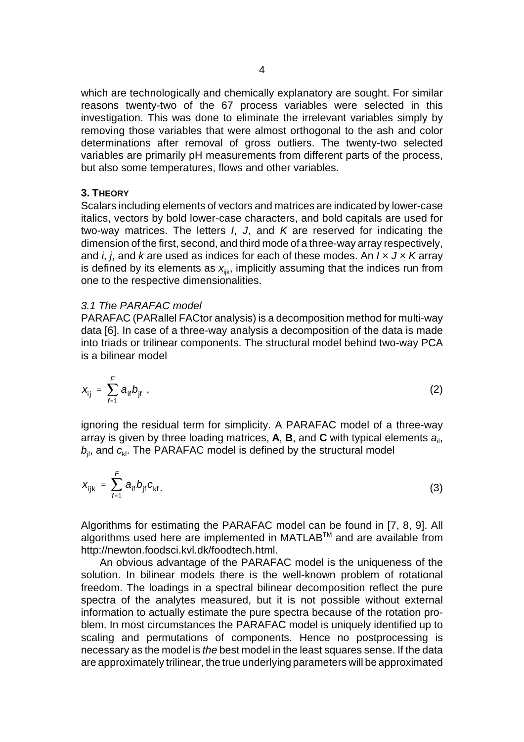which are technologically and chemically explanatory are sought. For similar reasons twenty-two of the 67 process variables were selected in this investigation. This was done to eliminate the irrelevant variables simply by removing those variables that were almost orthogonal to the ash and color determinations after removal of gross outliers. The twenty-two selected variables are primarily pH measurements from different parts of the process, but also some temperatures, flows and other variables.

## 3. Theory

Scalars including elements of vectors and matrices are indicated by lower-case italics, vectors by bold lower-case characters, and bold capitals are used for two-way matrices. The letters $I$, $J$, and $K$ are reserved for indicating the dimension of the first, second, and third mode of a three-way array respectively, and $i$, $j$, and $k$ are used as indices for each of these modes. An $I \times J \times K$ array is defined by its elements as $x_{ijk}$, implicitly assuming that the indices run from one to the respective dimensionalities.

### *3.1 The PARAFAC model*

PARAFAC (PARallel FACtor analysis) is a decomposition method for multi-way data [6]. In case of a three-way analysis a decomposition of the data is made into triads or trilinear components. The structural model behind two-way PCA is a bilinear model

$$x_{ij} = \sum_{f=1}^{F} a_{if} b_{jf} \ , \tag{2}$$

ignoring the residual term for simplicity. A PARAFAC model of a three-way array is given by three loading matrices, **A**, **B**, and **C** with typical elements $a_{if}$, $b_{jf}$, and $c_{kf}$. The PARAFAC model is defined by the structural model

$$x_{ijk} = \sum_{f=1}^{F} a_{if} b_{jf} c_{kf} . \tag{3}$$

Algorithms for estimating the PARAFAC model can be found in [7, 8, 9]. All algorithms used here are implemented in MATLAB™ and are available from http://newton.foodsci.kvl.dk/foodtech.html.

An obvious advantage of the PARAFAC model is the uniqueness of the solution. In bilinear models there is the well-known problem of rotational freedom. The loadings in a spectral bilinear decomposition reflect the pure spectra of the analytes measured, but it is not possible without external information to actually estimate the pure spectra because of the rotation problem. In most circumstances the PARAFAC model is uniquely identified up to scaling and permutations of components. Hence no postprocessing is necessary as the model is *the* best model in the least squares sense. If the data are approximately trilinear, the true underlying parameters will be approximated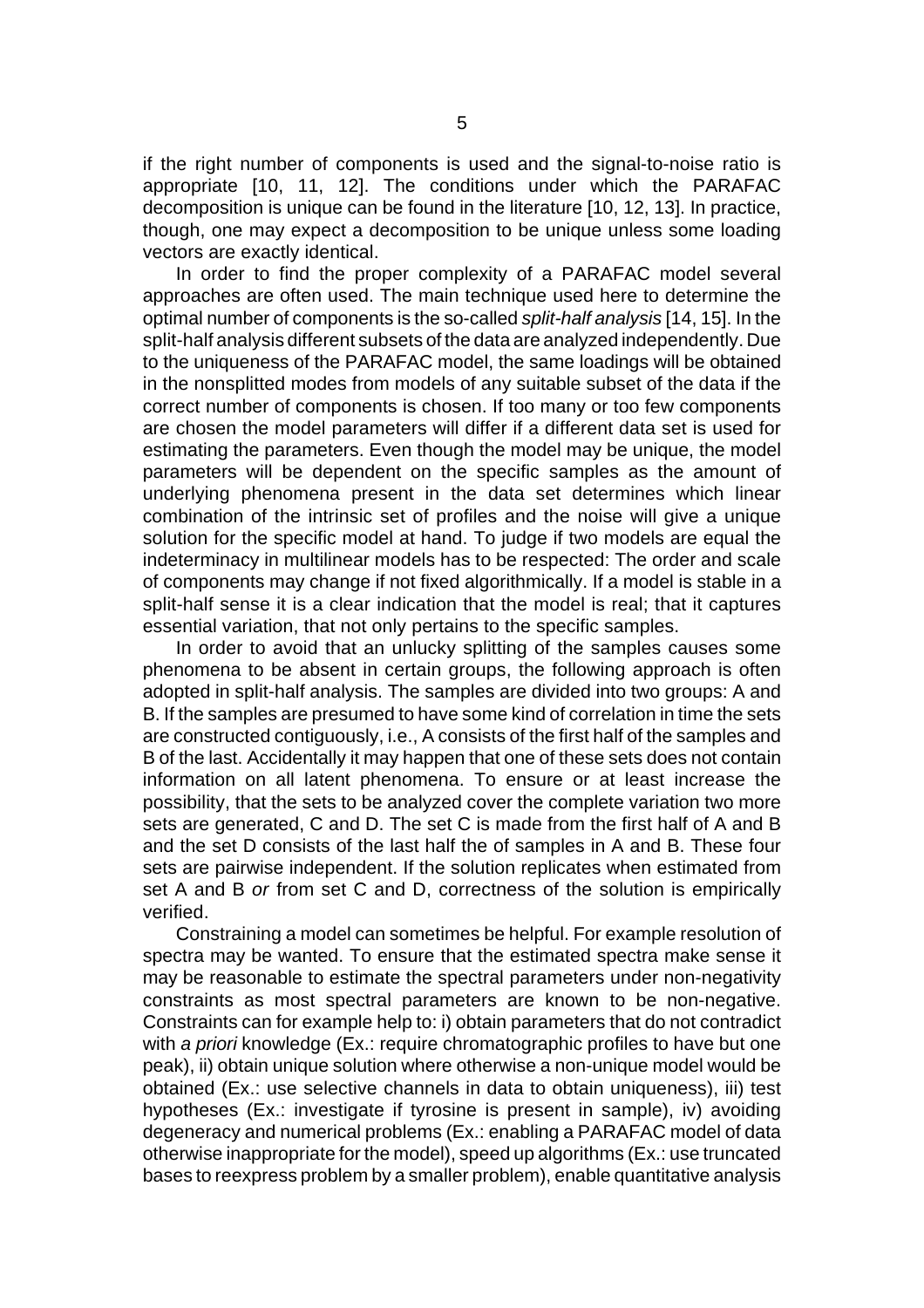if the right number of components is used and the signal-to-noise ratio is appropriate [10, 11, 12]. The conditions under which the PARAFAC decomposition is unique can be found in the literature [10, 12, 13]. In practice, though, one may expect a decomposition to be unique unless some loading vectors are exactly identical.

In order to find the proper complexity of a PARAFAC model several approaches are often used. The main technique used here to determine the optimal number of components is the so-called *split-half analysis* [14, 15]. In the split-half analysis different subsets of the data are analyzed independently. Due to the uniqueness of the PARAFAC model, the same loadings will be obtained in the nonsplitted modes from models of any suitable subset of the data if the correct number of components is chosen. If too many or too few components are chosen the model parameters will differ if a different data set is used for estimating the parameters. Even though the model may be unique, the model parameters will be dependent on the specific samples as the amount of underlying phenomena present in the data set determines which linear combination of the intrinsic set of profiles and the noise will give a unique solution for the specific model at hand. To judge if two models are equal the indeterminacy in multilinear models has to be respected: The order and scale of components may change if not fixed algorithmically. If a model is stable in a split-half sense it is a clear indication that the model is real; that it captures essential variation, that not only pertains to the specific samples.

In order to avoid that an unlucky splitting of the samples causes some phenomena to be absent in certain groups, the following approach is often adopted in split-half analysis. The samples are divided into two groups: A and B. If the samples are presumed to have some kind of correlation in time the sets are constructed contiguously, i.e., A consists of the first half of the samples and B of the last. Accidentally it may happen that one of these sets does not contain information on all latent phenomena. To ensure or at least increase the possibility, that the sets to be analyzed cover the complete variation two more sets are generated, C and D. The set C is made from the first half of A and B and the set D consists of the last half the of samples in A and B. These four sets are pairwise independent. If the solution replicates when estimated from set A and B *or* from set C and D, correctness of the solution is empirically verified.

Constraining a model can sometimes be helpful. For example resolution of spectra may be wanted. To ensure that the estimated spectra make sense it may be reasonable to estimate the spectral parameters under non-negativity constraints as most spectral parameters are known to be non-negative. Constraints can for example help to: i) obtain parameters that do not contradict with *a priori* knowledge (Ex.: require chromatographic profiles to have but one peak), ii) obtain unique solution where otherwise a non-unique model would be obtained (Ex.: use selective channels in data to obtain uniqueness), iii) test hypotheses (Ex.: investigate if tyrosine is present in sample), iv) avoiding degeneracy and numerical problems (Ex.: enabling a PARAFAC model of data otherwise inappropriate for the model), speed up algorithms (Ex.: use truncated bases to reexpress problem by a smaller problem), enable quantitative analysis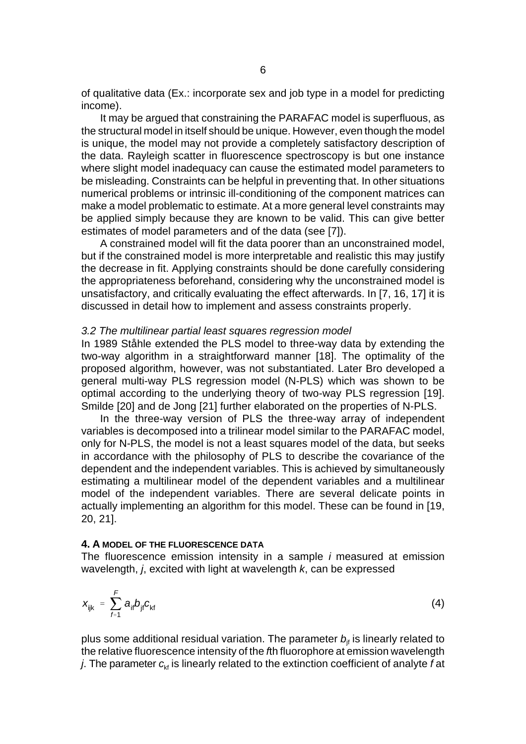of qualitative data (Ex.: incorporate sex and job type in a model for predicting income).

It may be argued that constraining the PARAFAC model is superfluous, as the structural model in itself should be unique. However, even though the model is unique, the model may not provide a completely satisfactory description of the data. Rayleigh scatter in fluorescence spectroscopy is but one instance where slight model inadequacy can cause the estimated model parameters to be misleading. Constraints can be helpful in preventing that. In other situations numerical problems or intrinsic ill-conditioning of the component matrices can make a model problematic to estimate. At a more general level constraints may be applied simply because they are known to be valid. This can give better estimates of model parameters and of the data (see [7]).

A constrained model will fit the data poorer than an unconstrained model, but if the constrained model is more interpretable and realistic this may justify the decrease in fit. Applying constraints should be done carefully considering the appropriateness beforehand, considering why the unconstrained model is unsatisfactory, and critically evaluating the effect afterwards. In [7, 16, 17] it is discussed in detail how to implement and assess constraints properly.

### *3.2 The multilinear partial least squares regression model*

In 1989 Ståhle extended the PLS model to three-way data by extending the two-way algorithm in a straightforward manner [18]. The optimality of the proposed algorithm, however, was not substantiated. Later Bro developed a general multi-way PLS regression model (N-PLS) which was shown to be optimal according to the underlying theory of two-way PLS regression [19]. Smilde [20] and de Jong [21] further elaborated on the properties of N-PLS.

In the three-way version of PLS the three-way array of independent variables is decomposed into a trilinear model similar to the PARAFAC model, only for N-PLS, the model is not a least squares model of the data, but seeks in accordance with the philosophy of PLS to describe the covariance of the dependent and the independent variables. This is achieved by simultaneously estimating a multilinear model of the dependent variables and a multilinear model of the independent variables. There are several delicate points in actually implementing an algorithm for this model. These can be found in [19, 20, 21].

## **4. A MODEL OF THE FLUORESCENCE DATA**

The fluorescence emission intensity in a sample *i* measured at emission wavelength, *j*, excited with light at wavelength *k*, can be expressed

$$x_{ijk} = \sum_{f=1}^{F} a_{if} b_{jf} c_{kf} \tag{4}$$

plus some additional residual variation. The parameter $b_{jf}$ is linearly related to the relative fluorescence intensity of the *f*th fluorophore at emission wavelength *j*. The parameter $c_{kf}$ is linearly related to the extinction coefficient of analyte *f* at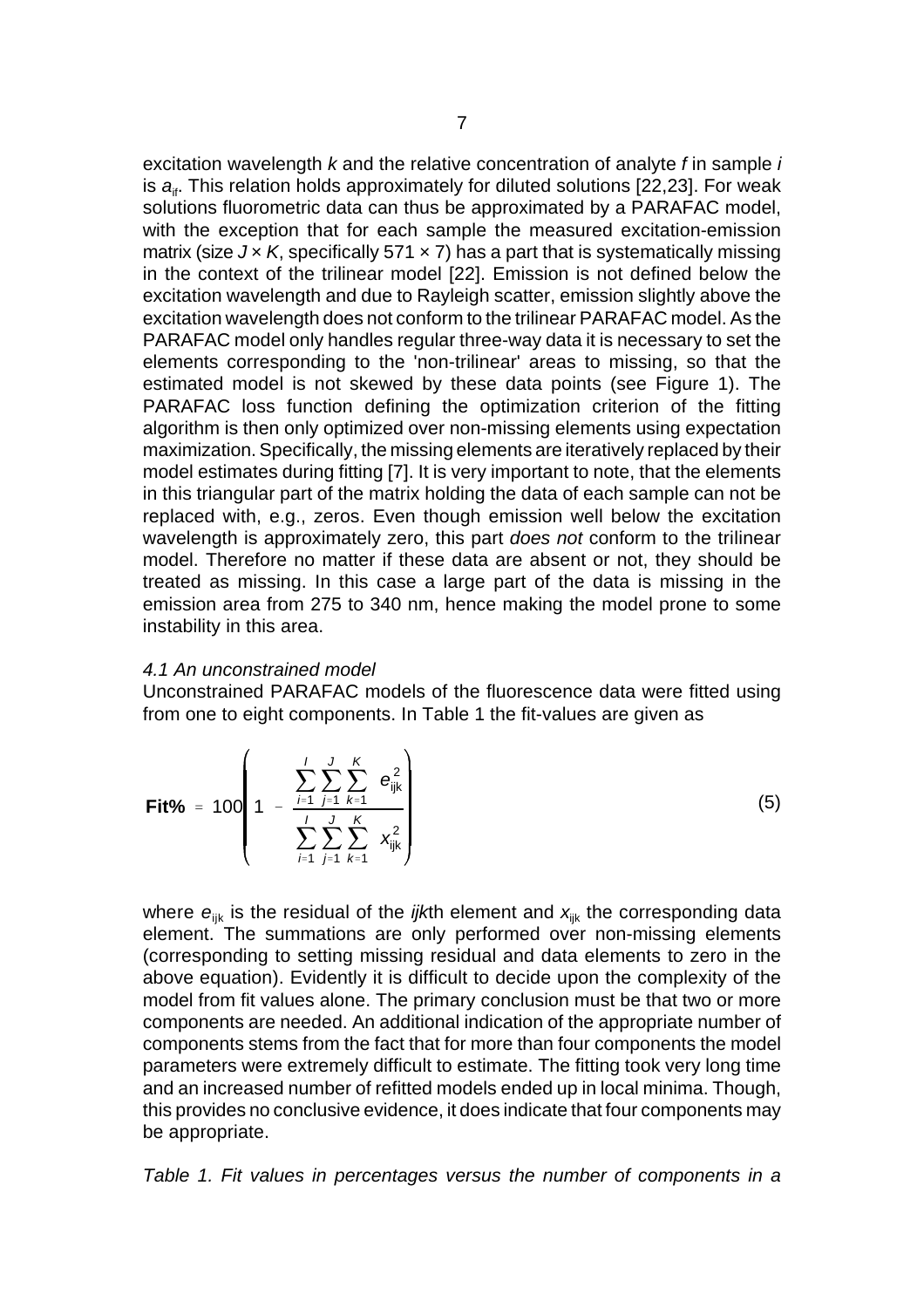excitation wavelength $k$ and the relative concentration of analyte $f$ in sample $i$ is $a_{if}$. This relation holds approximately for diluted solutions [22,23]. For weak solutions fluorometric data can thus be approximated by a PARAFAC model, with the exception that for each sample the measured excitation-emission matrix (size $J \times K$, specifically $571 \times 7$) has a part that is systematically missing in the context of the trilinear model [22]. Emission is not defined below the excitation wavelength and due to Rayleigh scatter, emission slightly above the excitation wavelength does not conform to the trilinear PARAFAC model. As the PARAFAC model only handles regular three-way data it is necessary to set the elements corresponding to the 'non-trilinear' areas to missing, so that the estimated model is not skewed by these data points (see Figure 1). The PARAFAC loss function defining the optimization criterion of the fitting algorithm is then only optimized over non-missing elements using expectation maximization. Specifically, the missing elements are iteratively replaced by their model estimates during fitting [7]. It is very important to note, that the elements in this triangular part of the matrix holding the data of each sample can not be replaced with, e.g., zeros. Even though emission well below the excitation wavelength is approximately zero, this part *does not* conform to the trilinear model. Therefore no matter if these data are absent or not, they should be treated as missing. In this case a large part of the data is missing in the emission area from 275 to 340 nm, hence making the model prone to some instability in this area.

### *4.1 An unconstrained model*

Unconstrained PARAFAC models of the fluorescence data were fitted using from one to eight components. In Table 1 the fit-values are given as

$$\textbf{Fit\%} = 100\left(1 - \frac{\sum_{i=1}^{I}\sum_{j=1}^{J}\sum_{k=1}^{K} e_{ijk}^2}{\sum_{i=1}^{I}\sum_{j=1}^{J}\sum_{k=1}^{K} x_{ijk}^2}\right) \qquad (5)$$

where $e_{ijk}$ is the residual of the *ijk*th element and $x_{ijk}$ the corresponding data element. The summations are only performed over non-missing elements (corresponding to setting missing residual and data elements to zero in the above equation). Evidently it is difficult to decide upon the complexity of the model from fit values alone. The primary conclusion must be that two or more components are needed. An additional indication of the appropriate number of components stems from the fact that for more than four components the model parameters were extremely difficult to estimate. The fitting took very long time and an increased number of refitted models ended up in local minima. Though, this provides no conclusive evidence, it does indicate that four components may be appropriate.

*Table 1. Fit values in percentages versus the number of components in a*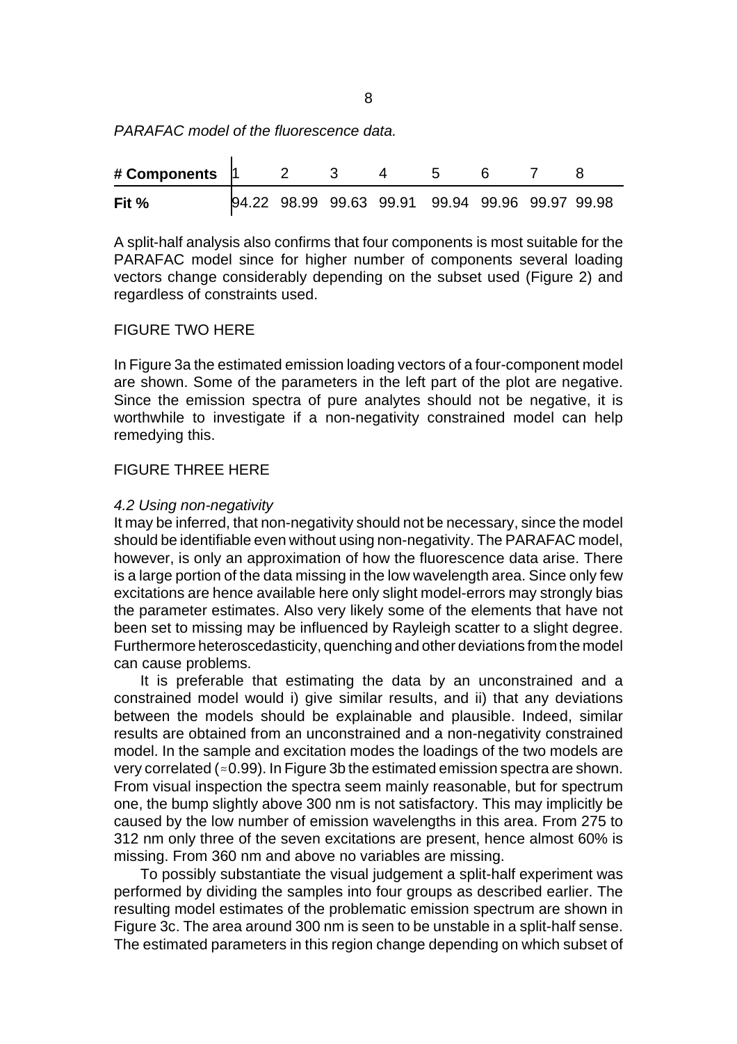*PARAFAC model of the fluorescence data.*

| **# Components** | 1 | 2 | 3 | 4 | 5 | 6 | 7 | 8 |
|---|---|---|---|---|---|---|---|---|
| **Fit %** | 94.22 | 98.99 | 99.63 | 99.91 | 99.94 | 99.96 | 99.97 | 99.98 |

A split-half analysis also confirms that four components is most suitable for the PARAFAC model since for higher number of components several loading vectors change considerably depending on the subset used (Figure 2) and regardless of constraints used.

FIGURE TWO HERE

In Figure 3a the estimated emission loading vectors of a four-component model are shown. Some of the parameters in the left part of the plot are negative. Since the emission spectra of pure analytes should not be negative, it is worthwhile to investigate if a non-negativity constrained model can help remedying this.

FIGURE THREE HERE

*4.2 Using non-negativity*

It may be inferred, that non-negativity should not be necessary, since the model should be identifiable even without using non-negativity. The PARAFAC model, however, is only an approximation of how the fluorescence data arise. There is a large portion of the data missing in the low wavelength area. Since only few excitations are hence available here only slight model-errors may strongly bias the parameter estimates. Also very likely some of the elements that have not been set to missing may be influenced by Rayleigh scatter to a slight degree. Furthermore heteroscedasticity, quenching and other deviations from the model can cause problems.

It is preferable that estimating the data by an unconstrained and a constrained model would i) give similar results, and ii) that any deviations between the models should be explainable and plausible. Indeed, similar results are obtained from an unconstrained and a non-negativity constrained model. In the sample and excitation modes the loadings of the two models are very correlated ($\approx$0.99). In Figure 3b the estimated emission spectra are shown. From visual inspection the spectra seem mainly reasonable, but for spectrum one, the bump slightly above 300 nm is not satisfactory. This may implicitly be caused by the low number of emission wavelengths in this area. From 275 to 312 nm only three of the seven excitations are present, hence almost 60% is missing. From 360 nm and above no variables are missing.

To possibly substantiate the visual judgement a split-half experiment was performed by dividing the samples into four groups as described earlier. The resulting model estimates of the problematic emission spectrum are shown in Figure 3c. The area around 300 nm is seen to be unstable in a split-half sense. The estimated parameters in this region change depending on which subset of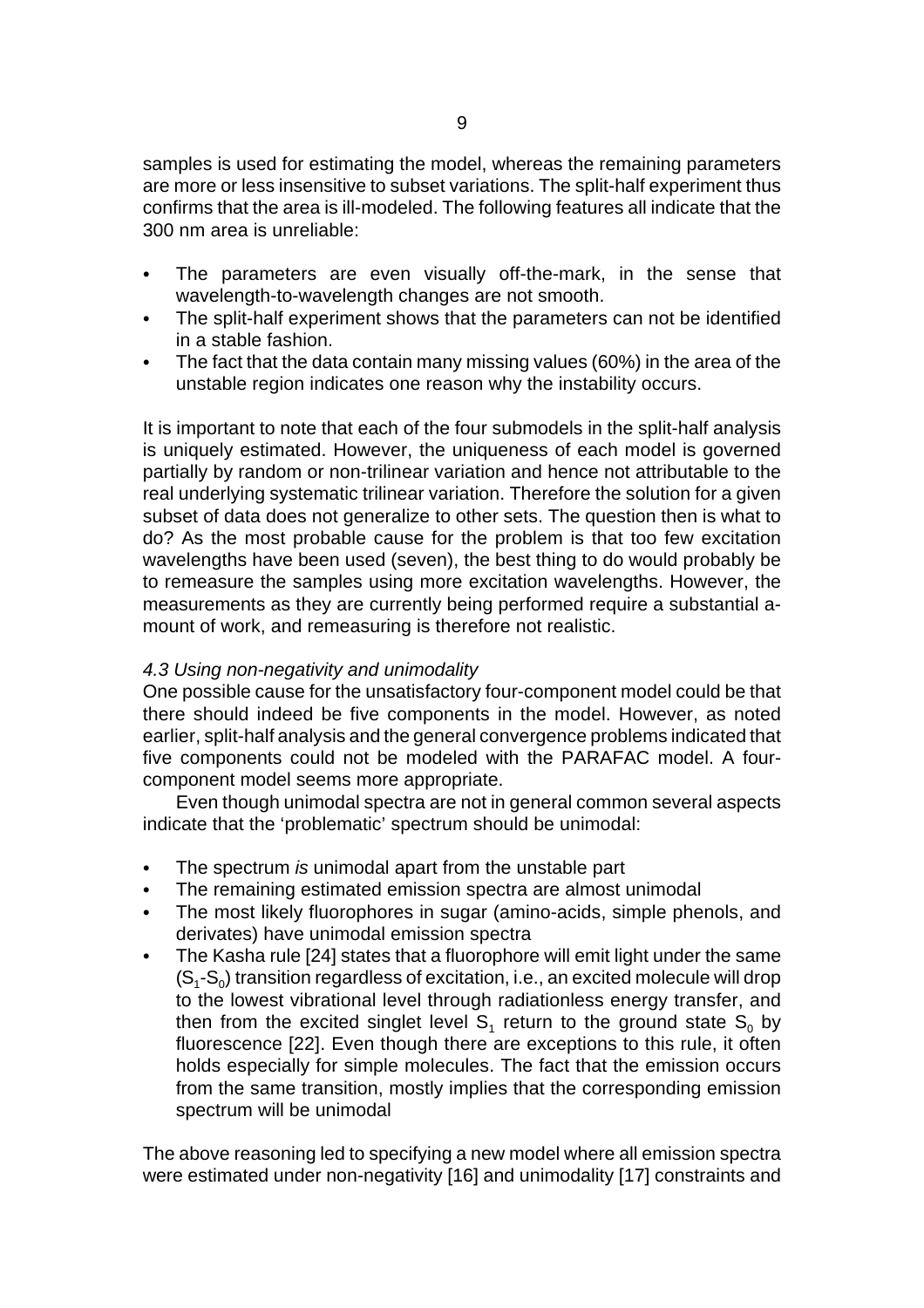samples is used for estimating the model, whereas the remaining parameters are more or less insensitive to subset variations. The split-half experiment thus confirms that the area is ill-modeled. The following features all indicate that the 300 nm area is unreliable:

- The parameters are even visually off-the-mark, in the sense that wavelength-to-wavelength changes are not smooth.
- The split-half experiment shows that the parameters can not be identified in a stable fashion.
- The fact that the data contain many missing values (60%) in the area of the unstable region indicates one reason why the instability occurs.

It is important to note that each of the four submodels in the split-half analysis is uniquely estimated. However, the uniqueness of each model is governed partially by random or non-trilinear variation and hence not attributable to the real underlying systematic trilinear variation. Therefore the solution for a given subset of data does not generalize to other sets. The question then is what to do? As the most probable cause for the problem is that too few excitation wavelengths have been used (seven), the best thing to do would probably be to remeasure the samples using more excitation wavelengths. However, the measurements as they are currently being performed require a substantial amount of work, and remeasuring is therefore not realistic.

### *4.3 Using non-negativity and unimodality*

One possible cause for the unsatisfactory four-component model could be that there should indeed be five components in the model. However, as noted earlier, split-half analysis and the general convergence problems indicated that five components could not be modeled with the PARAFAC model. A four-component model seems more appropriate.

Even though unimodal spectra are not in general common several aspects indicate that the 'problematic' spectrum should be unimodal:

- The spectrum *is* unimodal apart from the unstable part
- The remaining estimated emission spectra are almost unimodal
- The most likely fluorophores in sugar (amino-acids, simple phenols, and derivates) have unimodal emission spectra
- The Kasha rule [24] states that a fluorophore will emit light under the same ($S_1$-$S_0$) transition regardless of excitation, i.e., an excited molecule will drop to the lowest vibrational level through radiationless energy transfer, and then from the excited singlet level $S_1$ return to the ground state $S_0$ by fluorescence [22]. Even though there are exceptions to this rule, it often holds especially for simple molecules. The fact that the emission occurs from the same transition, mostly implies that the corresponding emission spectrum will be unimodal

The above reasoning led to specifying a new model where all emission spectra were estimated under non-negativity [16] and unimodality [17] constraints and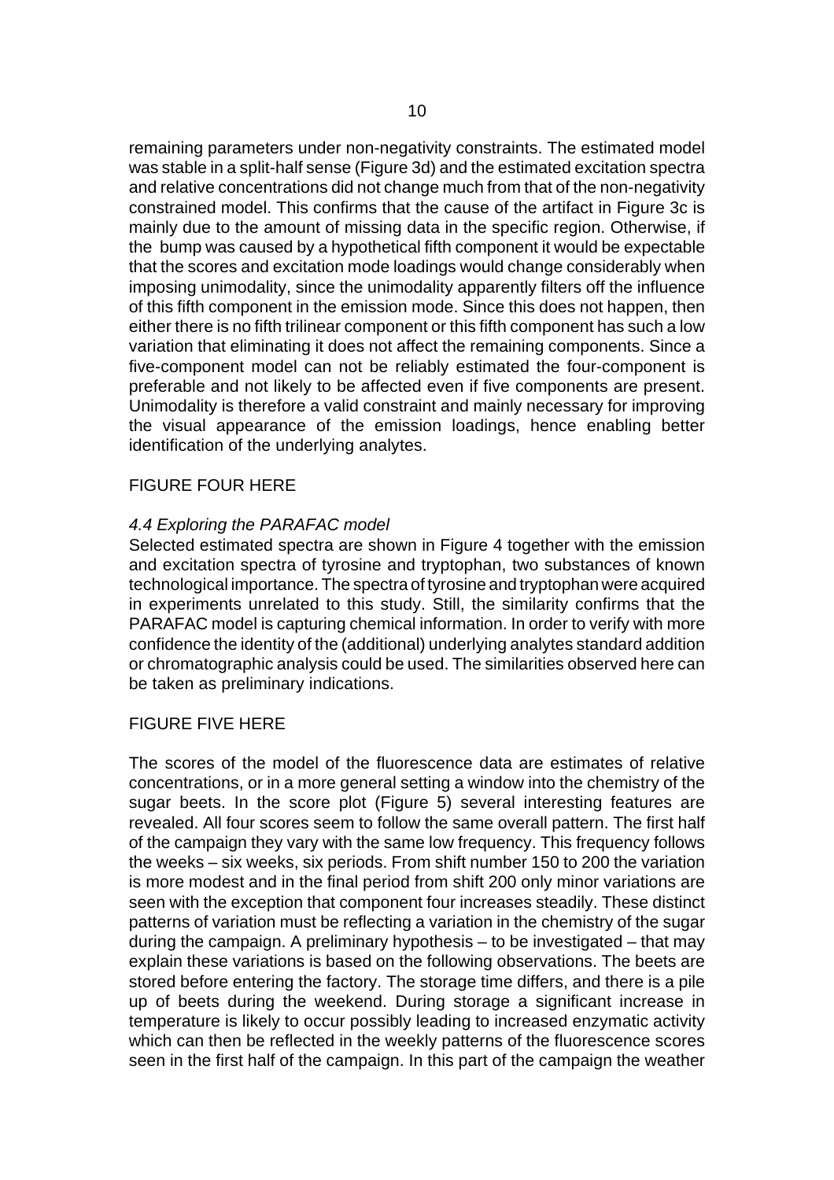remaining parameters under non-negativity constraints. The estimated model was stable in a split-half sense (Figure 3d) and the estimated excitation spectra and relative concentrations did not change much from that of the non-negativity constrained model. This confirms that the cause of the artifact in Figure 3c is mainly due to the amount of missing data in the specific region. Otherwise, if the bump was caused by a hypothetical fifth component it would be expectable that the scores and excitation mode loadings would change considerably when imposing unimodality, since the unimodality apparently filters off the influence of this fifth component in the emission mode. Since this does not happen, then either there is no fifth trilinear component or this fifth component has such a low variation that eliminating it does not affect the remaining components. Since a five-component model can not be reliably estimated the four-component is preferable and not likely to be affected even if five components are present. Unimodality is therefore a valid constraint and mainly necessary for improving the visual appearance of the emission loadings, hence enabling better identification of the underlying analytes.

FIGURE FOUR HERE

### *4.4 Exploring the PARAFAC model*

Selected estimated spectra are shown in Figure 4 together with the emission and excitation spectra of tyrosine and tryptophan, two substances of known technological importance. The spectra of tyrosine and tryptophan were acquired in experiments unrelated to this study. Still, the similarity confirms that the PARAFAC model is capturing chemical information. In order to verify with more confidence the identity of the (additional) underlying analytes standard addition or chromatographic analysis could be used. The similarities observed here can be taken as preliminary indications.

FIGURE FIVE HERE

The scores of the model of the fluorescence data are estimates of relative concentrations, or in a more general setting a window into the chemistry of the sugar beets. In the score plot (Figure 5) several interesting features are revealed. All four scores seem to follow the same overall pattern. The first half of the campaign they vary with the same low frequency. This frequency follows the weeks – six weeks, six periods. From shift number 150 to 200 the variation is more modest and in the final period from shift 200 only minor variations are seen with the exception that component four increases steadily. These distinct patterns of variation must be reflecting a variation in the chemistry of the sugar during the campaign. A preliminary hypothesis – to be investigated – that may explain these variations is based on the following observations. The beets are stored before entering the factory. The storage time differs, and there is a pile up of beets during the weekend. During storage a significant increase in temperature is likely to occur possibly leading to increased enzymatic activity which can then be reflected in the weekly patterns of the fluorescence scores seen in the first half of the campaign. In this part of the campaign the weather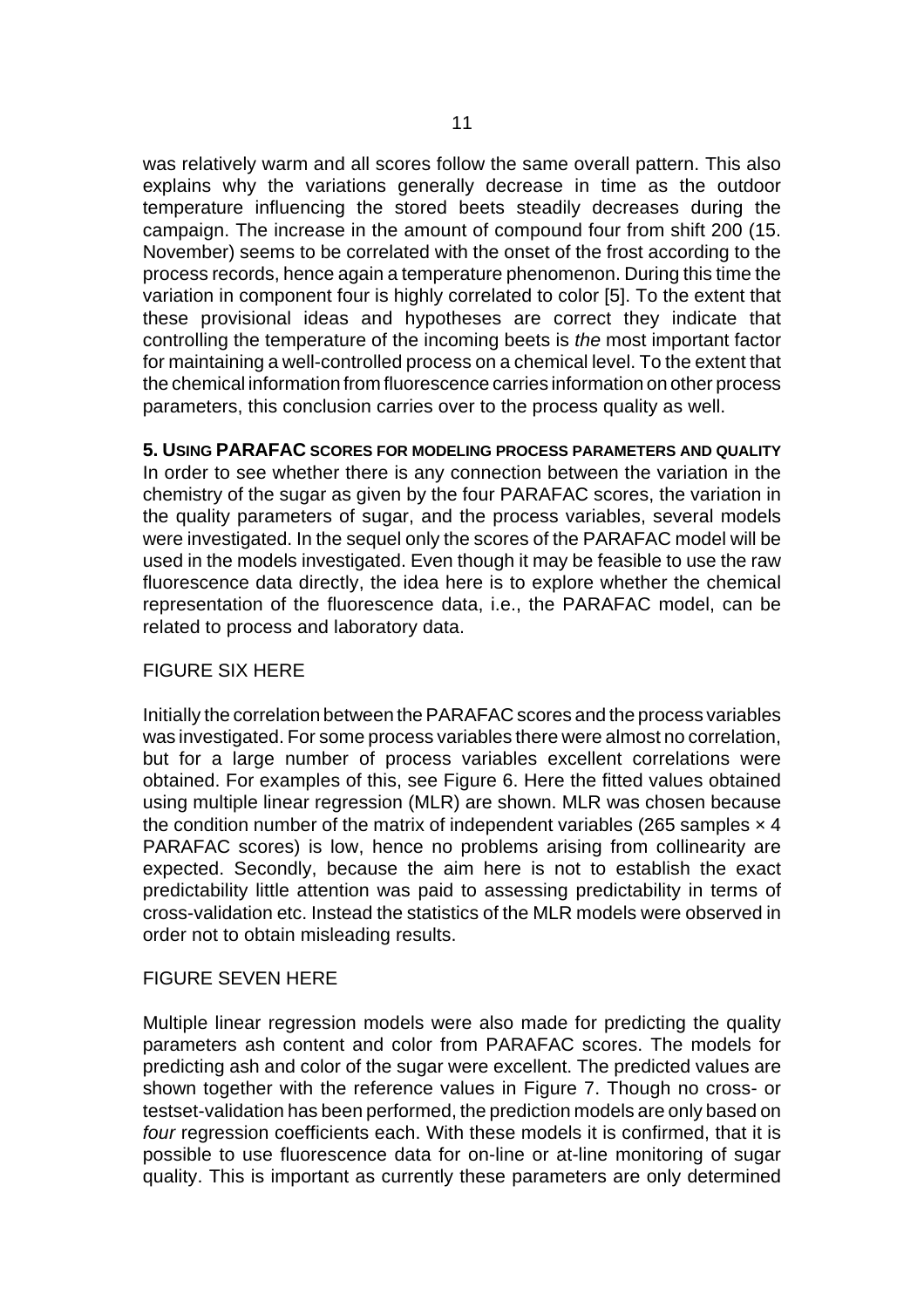was relatively warm and all scores follow the same overall pattern. This also explains why the variations generally decrease in time as the outdoor temperature influencing the stored beets steadily decreases during the campaign. The increase in the amount of compound four from shift 200 (15. November) seems to be correlated with the onset of the frost according to the process records, hence again a temperature phenomenon. During this time the variation in component four is highly correlated to color [5]. To the extent that these provisional ideas and hypotheses are correct they indicate that controlling the temperature of the incoming beets is *the* most important factor for maintaining a well-controlled process on a chemical level. To the extent that the chemical information from fluorescence carries information on other process parameters, this conclusion carries over to the process quality as well.

## 5. Using PARAFAC scores for modeling process parameters and quality

In order to see whether there is any connection between the variation in the chemistry of the sugar as given by the four PARAFAC scores, the variation in the quality parameters of sugar, and the process variables, several models were investigated. In the sequel only the scores of the PARAFAC model will be used in the models investigated. Even though it may be feasible to use the raw fluorescence data directly, the idea here is to explore whether the chemical representation of the fluorescence data, i.e., the PARAFAC model, can be related to process and laboratory data.

FIGURE SIX HERE

Initially the correlation between the PARAFAC scores and the process variables was investigated. For some process variables there were almost no correlation, but for a large number of process variables excellent correlations were obtained. For examples of this, see Figure 6. Here the fitted values obtained using multiple linear regression (MLR) are shown. MLR was chosen because the condition number of the matrix of independent variables (265 samples × 4 PARAFAC scores) is low, hence no problems arising from collinearity are expected. Secondly, because the aim here is not to establish the exact predictability little attention was paid to assessing predictability in terms of cross-validation etc. Instead the statistics of the MLR models were observed in order not to obtain misleading results.

FIGURE SEVEN HERE

Multiple linear regression models were also made for predicting the quality parameters ash content and color from PARAFAC scores. The models for predicting ash and color of the sugar were excellent. The predicted values are shown together with the reference values in Figure 7. Though no cross- or testset-validation has been performed, the prediction models are only based on *four* regression coefficients each. With these models it is confirmed, that it is possible to use fluorescence data for on-line or at-line monitoring of sugar quality. This is important as currently these parameters are only determined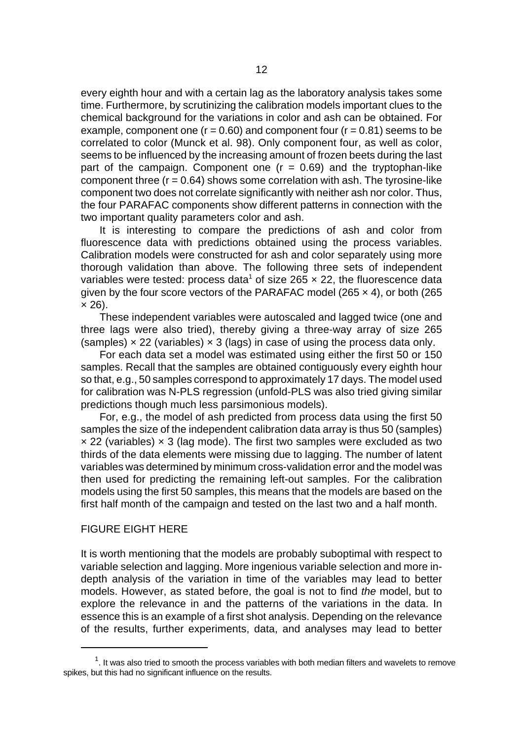every eighth hour and with a certain lag as the laboratory analysis takes some time. Furthermore, by scrutinizing the calibration models important clues to the chemical background for the variations in color and ash can be obtained. For example, component one ($r = 0.60$) and component four ($r = 0.81$) seems to be correlated to color (Munck et al. 98). Only component four, as well as color, seems to be influenced by the increasing amount of frozen beets during the last part of the campaign. Component one ($r = 0.69$) and the tryptophan-like component three ($r = 0.64$) shows some correlation with ash. The tyrosine-like component two does not correlate significantly with neither ash nor color. Thus, the four PARAFAC components show different patterns in connection with the two important quality parameters color and ash.

It is interesting to compare the predictions of ash and color from fluorescence data with predictions obtained using the process variables. Calibration models were constructed for ash and color separately using more thorough validation than above. The following three sets of independent variables were tested: process data[1] of size $265 \times 22$, the fluorescence data given by the four score vectors of the PARAFAC model ($265 \times 4$), or both ($265 \times 26$).

These independent variables were autoscaled and lagged twice (one and three lags were also tried), thereby giving a three-way array of size 265 (samples) × 22 (variables) × 3 (lags) in case of using the process data only.

For each data set a model was estimated using either the first 50 or 150 samples. Recall that the samples are obtained contiguously every eighth hour so that, e.g., 50 samples correspond to approximately 17 days. The model used for calibration was N-PLS regression (unfold-PLS was also tried giving similar predictions though much less parsimonious models).

For, e.g., the model of ash predicted from process data using the first 50 samples the size of the independent calibration data array is thus 50 (samples) × 22 (variables) × 3 (lag mode). The first two samples were excluded as two thirds of the data elements were missing due to lagging. The number of latent variables was determined by minimum cross-validation error and the model was then used for predicting the remaining left-out samples. For the calibration models using the first 50 samples, this means that the models are based on the first half month of the campaign and tested on the last two and a half month.

FIGURE EIGHT HERE

It is worth mentioning that the models are probably suboptimal with respect to variable selection and lagging. More ingenious variable selection and more in-depth analysis of the variation in time of the variables may lead to better models. However, as stated before, the goal is not to find *the* model, but to explore the relevance in and the patterns of the variations in the data. In essence this is an example of a first shot analysis. Depending on the relevance of the results, further experiments, data, and analyses may lead to better

---

[1]. It was also tried to smooth the process variables with both median filters and wavelets to remove spikes, but this had no significant influence on the results.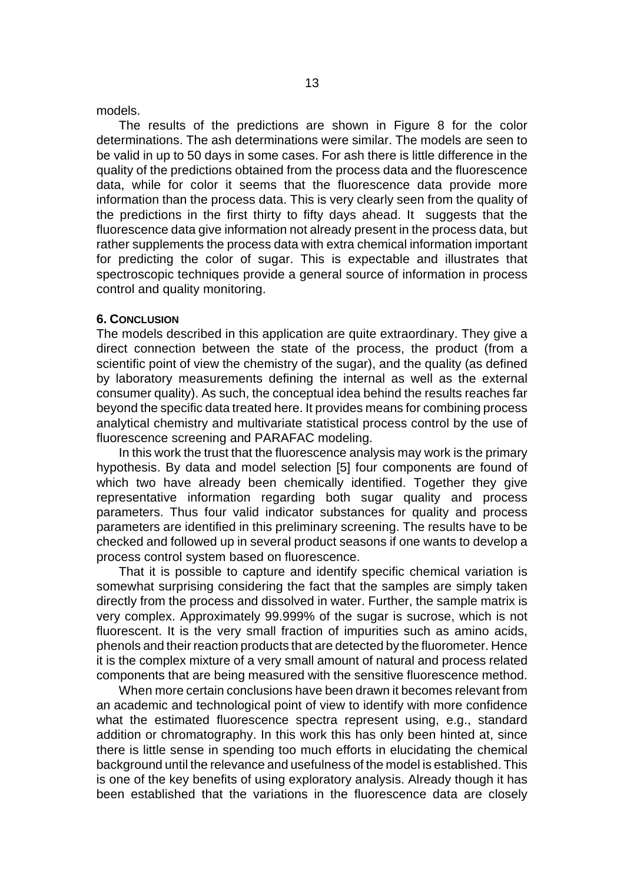models.

The results of the predictions are shown in Figure 8 for the color determinations. The ash determinations were similar. The models are seen to be valid in up to 50 days in some cases. For ash there is little difference in the quality of the predictions obtained from the process data and the fluorescence data, while for color it seems that the fluorescence data provide more information than the process data. This is very clearly seen from the quality of the predictions in the first thirty to fifty days ahead. It suggests that the fluorescence data give information not already present in the process data, but rather supplements the process data with extra chemical information important for predicting the color of sugar. This is expectable and illustrates that spectroscopic techniques provide a general source of information in process control and quality monitoring.

## 6. Conclusion

The models described in this application are quite extraordinary. They give a direct connection between the state of the process, the product (from a scientific point of view the chemistry of the sugar), and the quality (as defined by laboratory measurements defining the internal as well as the external consumer quality). As such, the conceptual idea behind the results reaches far beyond the specific data treated here. It provides means for combining process analytical chemistry and multivariate statistical process control by the use of fluorescence screening and PARAFAC modeling.

In this work the trust that the fluorescence analysis may work is the primary hypothesis. By data and model selection [5] four components are found of which two have already been chemically identified. Together they give representative information regarding both sugar quality and process parameters. Thus four valid indicator substances for quality and process parameters are identified in this preliminary screening. The results have to be checked and followed up in several product seasons if one wants to develop a process control system based on fluorescence.

That it is possible to capture and identify specific chemical variation is somewhat surprising considering the fact that the samples are simply taken directly from the process and dissolved in water. Further, the sample matrix is very complex. Approximately 99.999% of the sugar is sucrose, which is not fluorescent. It is the very small fraction of impurities such as amino acids, phenols and their reaction products that are detected by the fluorometer. Hence it is the complex mixture of a very small amount of natural and process related components that are being measured with the sensitive fluorescence method.

When more certain conclusions have been drawn it becomes relevant from an academic and technological point of view to identify with more confidence what the estimated fluorescence spectra represent using, e.g., standard addition or chromatography. In this work this has only been hinted at, since there is little sense in spending too much efforts in elucidating the chemical background until the relevance and usefulness of the model is established. This is one of the key benefits of using exploratory analysis. Already though it has been established that the variations in the fluorescence data are closely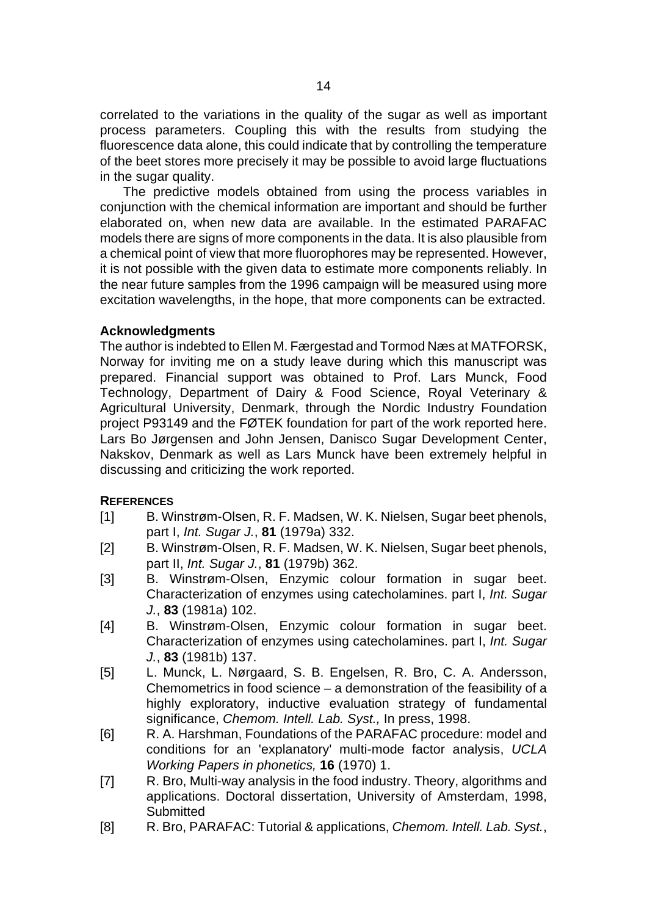correlated to the variations in the quality of the sugar as well as important process parameters. Coupling this with the results from studying the fluorescence data alone, this could indicate that by controlling the temperature of the beet stores more precisely it may be possible to avoid large fluctuations in the sugar quality.

The predictive models obtained from using the process variables in conjunction with the chemical information are important and should be further elaborated on, when new data are available. In the estimated PARAFAC models there are signs of more components in the data. It is also plausible from a chemical point of view that more fluorophores may be represented. However, it is not possible with the given data to estimate more components reliably. In the near future samples from the 1996 campaign will be measured using more excitation wavelengths, in the hope, that more components can be extracted.

### Acknowledgments

The author is indebted to Ellen M. Færgestad and Tormod Næs at MATFORSK, Norway for inviting me on a study leave during which this manuscript was prepared. Financial support was obtained to Prof. Lars Munck, Food Technology, Department of Dairy & Food Science, Royal Veterinary & Agricultural University, Denmark, through the Nordic Industry Foundation project P93149 and the FØTEK foundation for part of the work reported here. Lars Bo Jørgensen and John Jensen, Danisco Sugar Development Center, Nakskov, Denmark as well as Lars Munck have been extremely helpful in discussing and criticizing the work reported.

### References

[1] B. Winstrøm-Olsen, R. F. Madsen, W. K. Nielsen, Sugar beet phenols, part I, *Int. Sugar J.*, **81** (1979a) 332.

[2] B. Winstrøm-Olsen, R. F. Madsen, W. K. Nielsen, Sugar beet phenols, part II, *Int. Sugar J.*, **81** (1979b) 362.

[3] B. Winstrøm-Olsen, Enzymic colour formation in sugar beet. Characterization of enzymes using catecholamines. part I, *Int. Sugar J.*, **83** (1981a) 102.

[4] B. Winstrøm-Olsen, Enzymic colour formation in sugar beet. Characterization of enzymes using catecholamines. part I, *Int. Sugar J.*, **83** (1981b) 137.

[5] L. Munck, L. Nørgaard, S. B. Engelsen, R. Bro, C. A. Andersson, Chemometrics in food science – a demonstration of the feasibility of a highly exploratory, inductive evaluation strategy of fundamental significance, *Chemom. Intell. Lab. Syst.,* In press, 1998.

[6] R. A. Harshman, Foundations of the PARAFAC procedure: model and conditions for an 'explanatory' multi-mode factor analysis, *UCLA Working Papers in phonetics,* **16** (1970) 1.

[7] R. Bro, Multi-way analysis in the food industry. Theory, algorithms and applications. Doctoral dissertation, University of Amsterdam, 1998, Submitted

[8] R. Bro, PARAFAC: Tutorial & applications, *Chemom. Intell. Lab. Syst.*,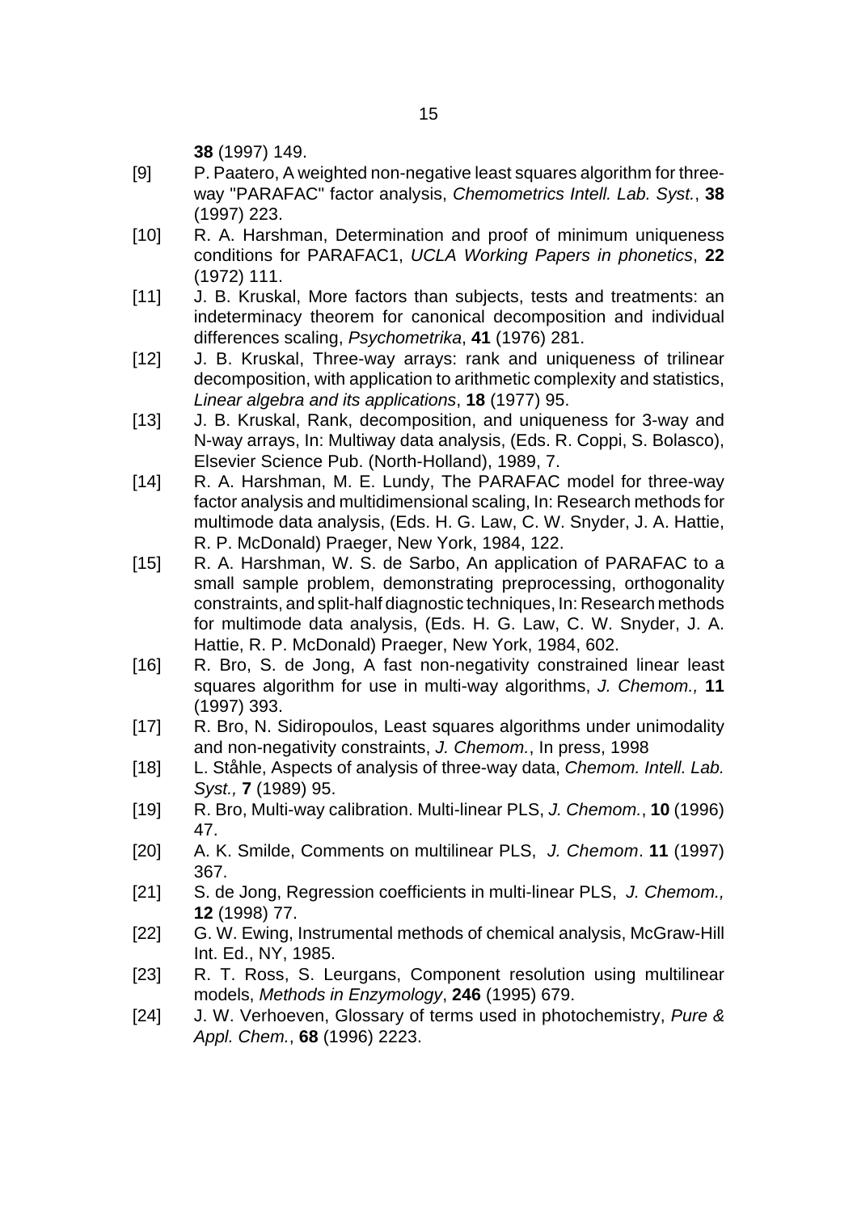**38** (1997) 149.

[9] P. Paatero, A weighted non-negative least squares algorithm for three-way "PARAFAC" factor analysis, *Chemometrics Intell. Lab. Syst.*, **38** (1997) 223.

[10] R. A. Harshman, Determination and proof of minimum uniqueness conditions for PARAFAC1, *UCLA Working Papers in phonetics*, **22** (1972) 111.

[11] J. B. Kruskal, More factors than subjects, tests and treatments: an indeterminacy theorem for canonical decomposition and individual differences scaling, *Psychometrika*, **41** (1976) 281.

[12] J. B. Kruskal, Three-way arrays: rank and uniqueness of trilinear decomposition, with application to arithmetic complexity and statistics, *Linear algebra and its applications*, **18** (1977) 95.

[13] J. B. Kruskal, Rank, decomposition, and uniqueness for 3-way and N-way arrays, In: Multiway data analysis, (Eds. R. Coppi, S. Bolasco), Elsevier Science Pub. (North-Holland), 1989, 7.

[14] R. A. Harshman, M. E. Lundy, The PARAFAC model for three-way factor analysis and multidimensional scaling, In: Research methods for multimode data analysis, (Eds. H. G. Law, C. W. Snyder, J. A. Hattie, R. P. McDonald) Praeger, New York, 1984, 122.

[15] R. A. Harshman, W. S. de Sarbo, An application of PARAFAC to a small sample problem, demonstrating preprocessing, orthogonality constraints, and split-half diagnostic techniques, In: Research methods for multimode data analysis, (Eds. H. G. Law, C. W. Snyder, J. A. Hattie, R. P. McDonald) Praeger, New York, 1984, 602.

[16] R. Bro, S. de Jong, A fast non-negativity constrained linear least squares algorithm for use in multi-way algorithms, *J. Chemom.,* **11** (1997) 393.

[17] R. Bro, N. Sidiropoulos, Least squares algorithms under unimodality and non-negativity constraints, *J. Chemom.*, In press, 1998

[18] L. Ståhle, Aspects of analysis of three-way data, *Chemom. Intell. Lab. Syst.,* **7** (1989) 95.

[19] R. Bro, Multi-way calibration. Multi-linear PLS, *J. Chemom.*, **10** (1996) 47.

[20] A. K. Smilde, Comments on multilinear PLS, *J. Chemom*. **11** (1997) 367.

[21] S. de Jong, Regression coefficients in multi-linear PLS, *J. Chemom.,* **12** (1998) 77.

[22] G. W. Ewing, Instrumental methods of chemical analysis, McGraw-Hill Int. Ed., NY, 1985.

[23] R. T. Ross, S. Leurgans, Component resolution using multilinear models, *Methods in Enzymology*, **246** (1995) 679.

[24] J. W. Verhoeven, Glossary of terms used in photochemistry, *Pure & Appl. Chem.*, **68** (1996) 2223.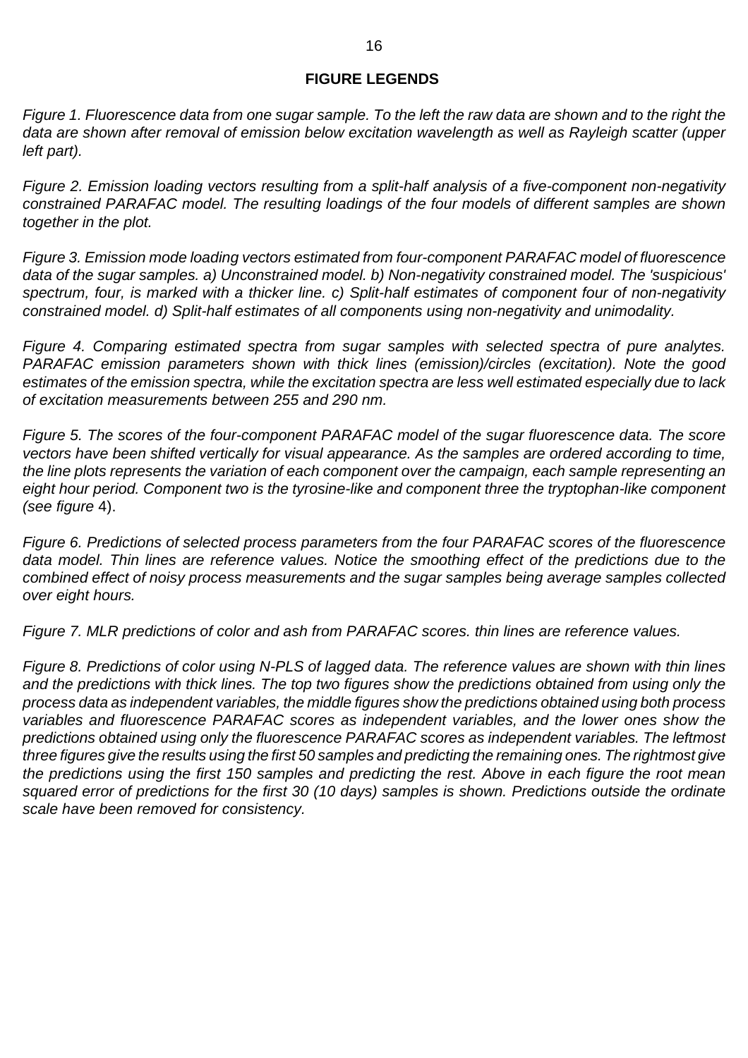## FIGURE LEGENDS

*Figure 1. Fluorescence data from one sugar sample. To the left the raw data are shown and to the right the data are shown after removal of emission below excitation wavelength as well as Rayleigh scatter (upper left part).*

*Figure 2. Emission loading vectors resulting from a split-half analysis of a five-component non-negativity constrained PARAFAC model. The resulting loadings of the four models of different samples are shown together in the plot.*

*Figure 3. Emission mode loading vectors estimated from four-component PARAFAC model of fluorescence data of the sugar samples. a) Unconstrained model. b) Non-negativity constrained model. The 'suspicious' spectrum, four, is marked with a thicker line. c) Split-half estimates of component four of non-negativity constrained model. d) Split-half estimates of all components using non-negativity and unimodality.*

*Figure 4. Comparing estimated spectra from sugar samples with selected spectra of pure analytes. PARAFAC emission parameters shown with thick lines (emission)/circles (excitation). Note the good estimates of the emission spectra, while the excitation spectra are less well estimated especially due to lack of excitation measurements between 255 and 290 nm.*

*Figure 5. The scores of the four-component PARAFAC model of the sugar fluorescence data. The score vectors have been shifted vertically for visual appearance. As the samples are ordered according to time, the line plots represents the variation of each component over the campaign, each sample representing an eight hour period. Component two is the tyrosine-like and component three the tryptophan-like component (see figure* 4).

*Figure 6. Predictions of selected process parameters from the four PARAFAC scores of the fluorescence data model. Thin lines are reference values. Notice the smoothing effect of the predictions due to the combined effect of noisy process measurements and the sugar samples being average samples collected over eight hours.*

*Figure 7. MLR predictions of color and ash from PARAFAC scores. thin lines are reference values.*

*Figure 8. Predictions of color using N-PLS of lagged data. The reference values are shown with thin lines and the predictions with thick lines. The top two figures show the predictions obtained from using only the process data as independent variables, the middle figures show the predictions obtained using both process variables and fluorescence PARAFAC scores as independent variables, and the lower ones show the predictions obtained using only the fluorescence PARAFAC scores as independent variables. The leftmost three figures give the results using the first 50 samples and predicting the remaining ones. The rightmost give the predictions using the first 150 samples and predicting the rest. Above in each figure the root mean squared error of predictions for the first 30 (10 days) samples is shown. Predictions outside the ordinate scale have been removed for consistency.*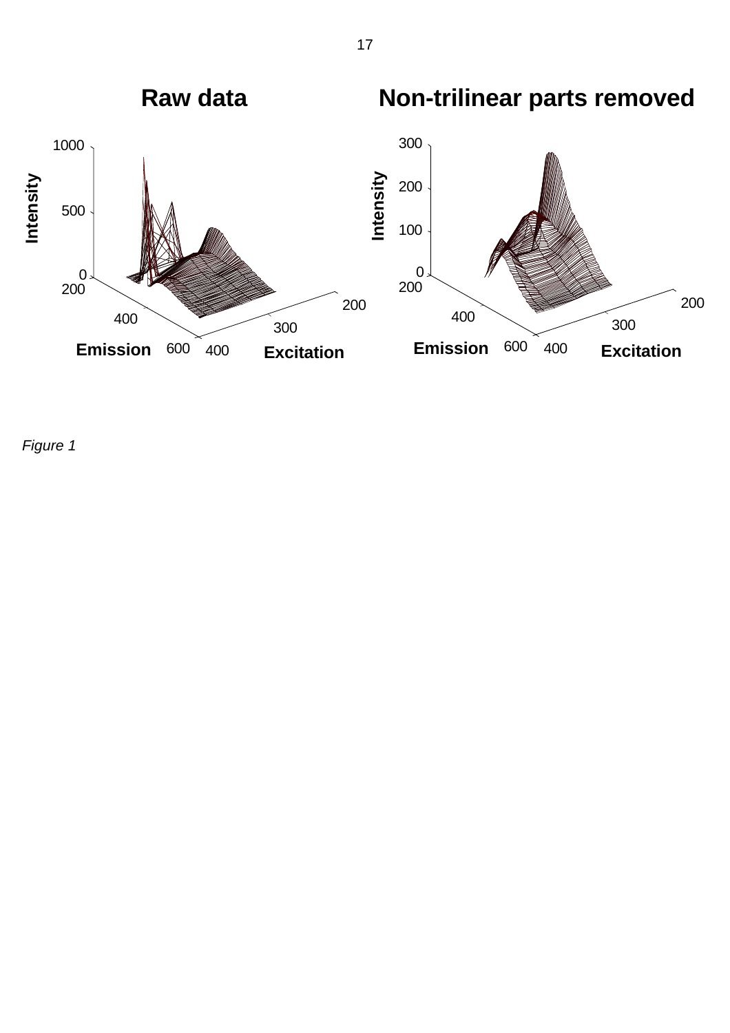Figure 1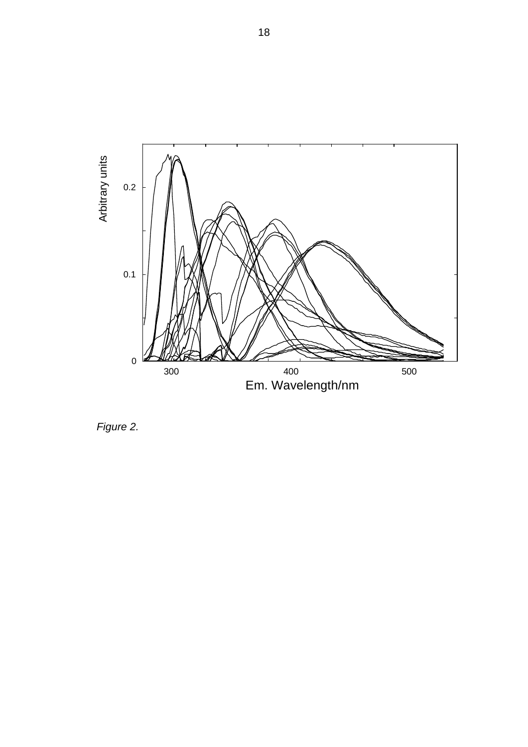*Figure 2.*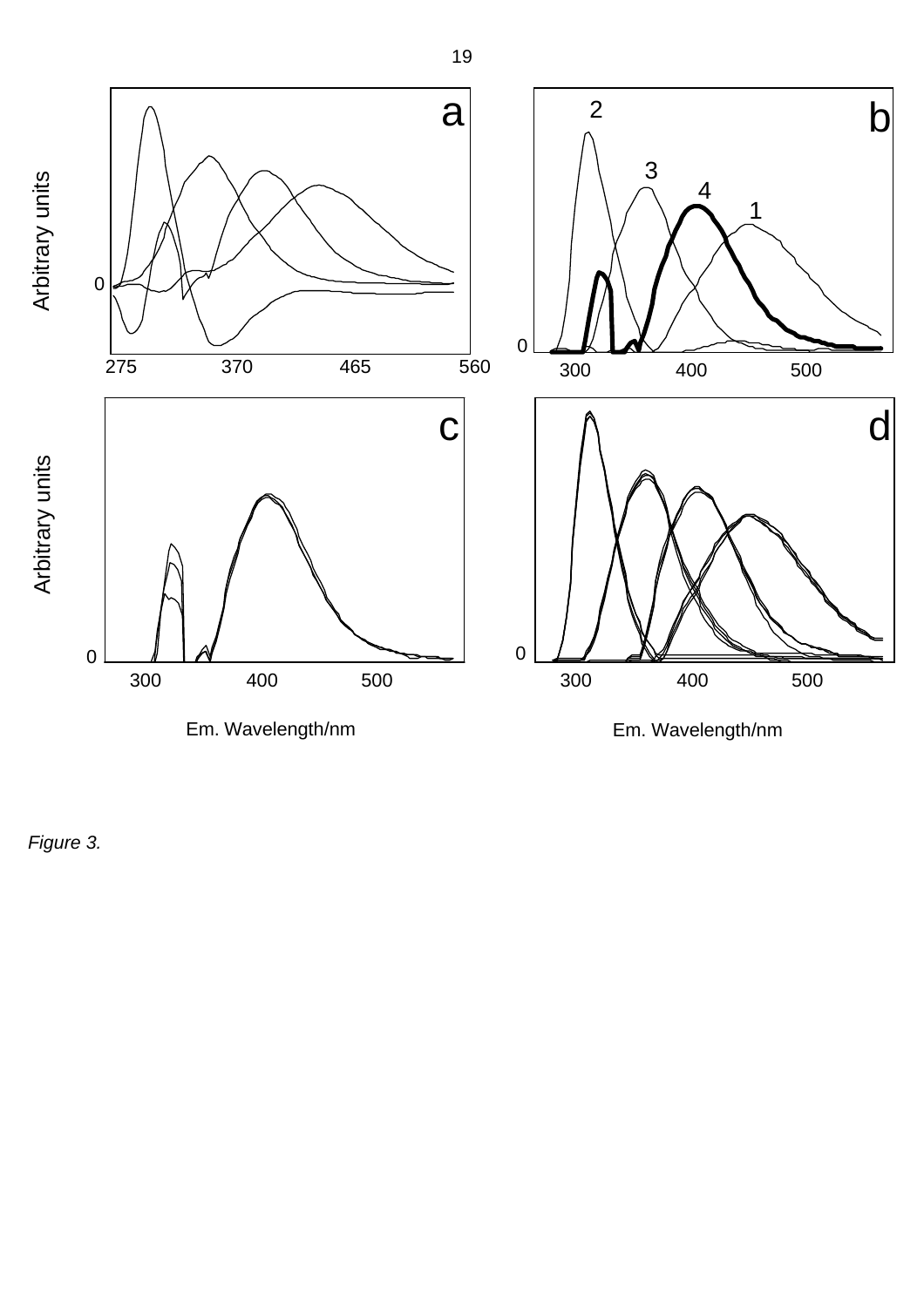*Figure 3.*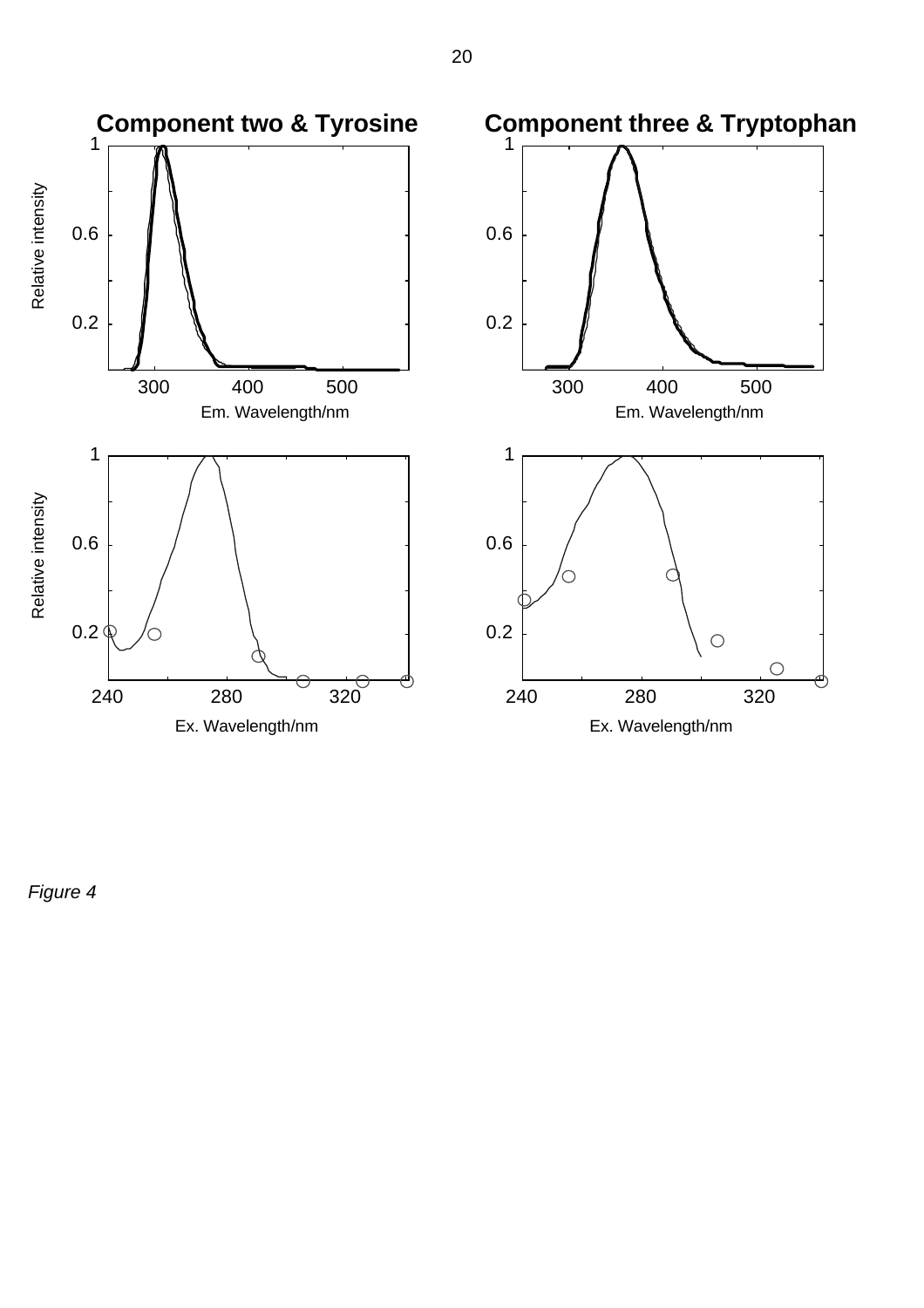Figure 4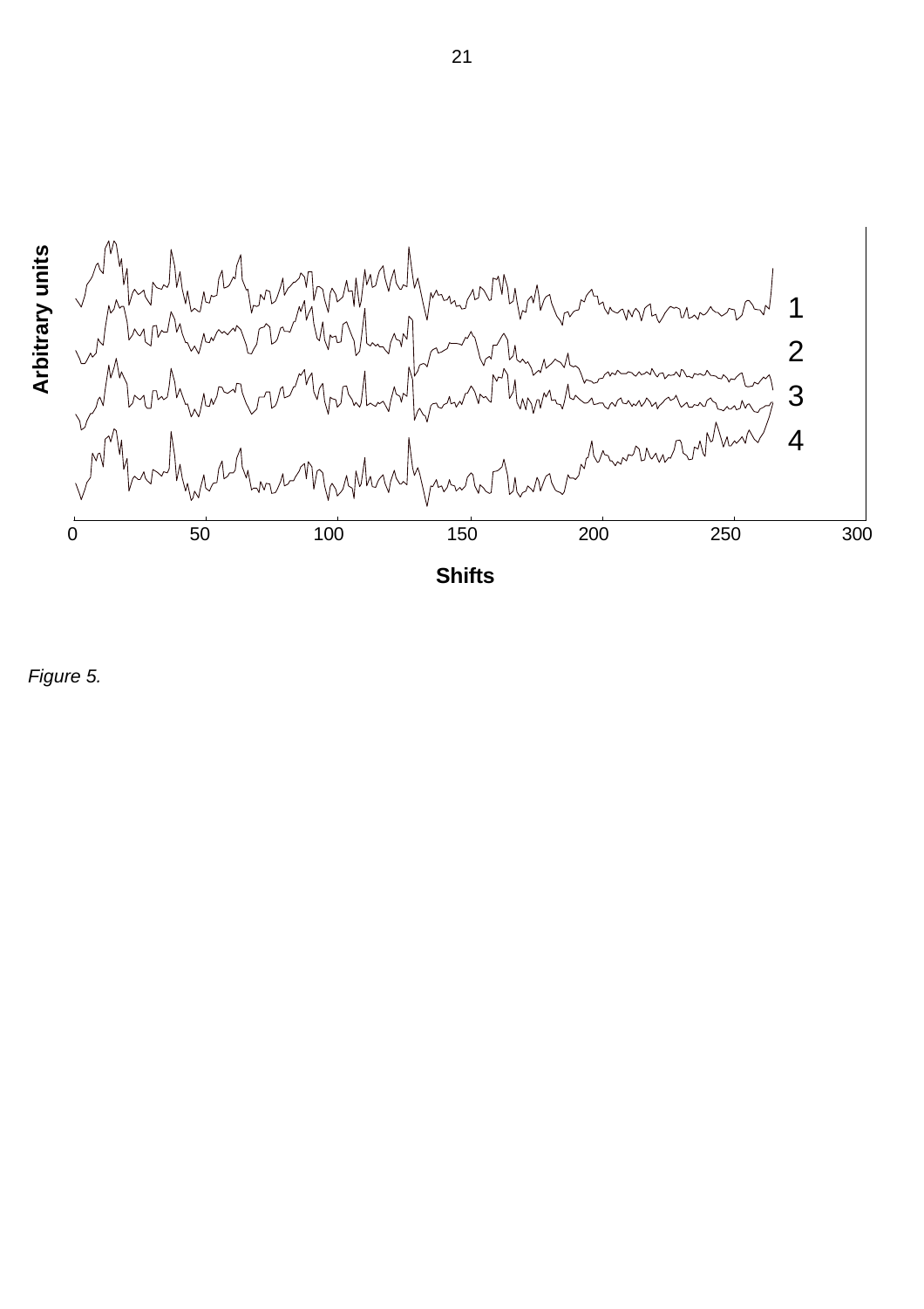*Figure 5.*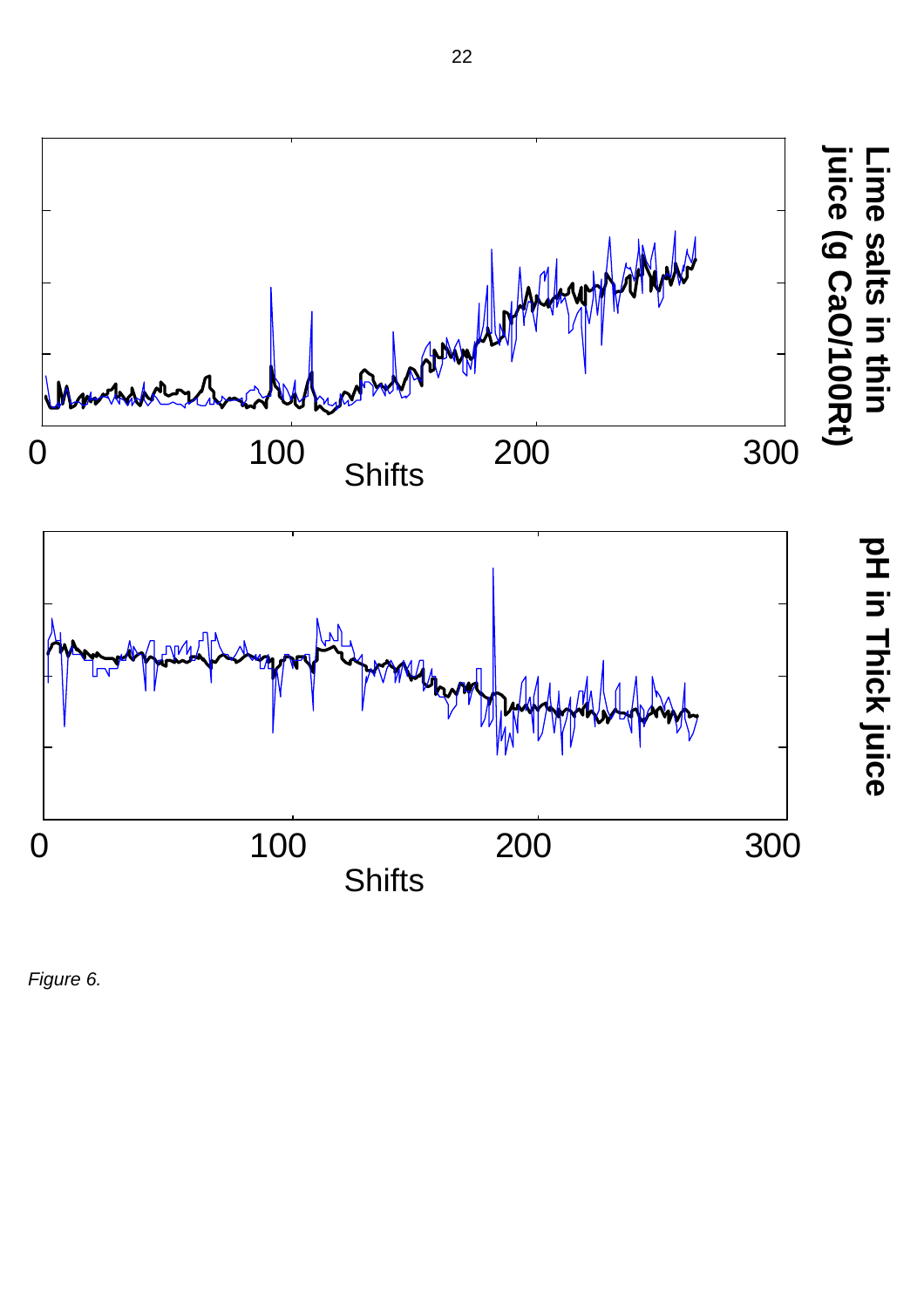*Figure 6.*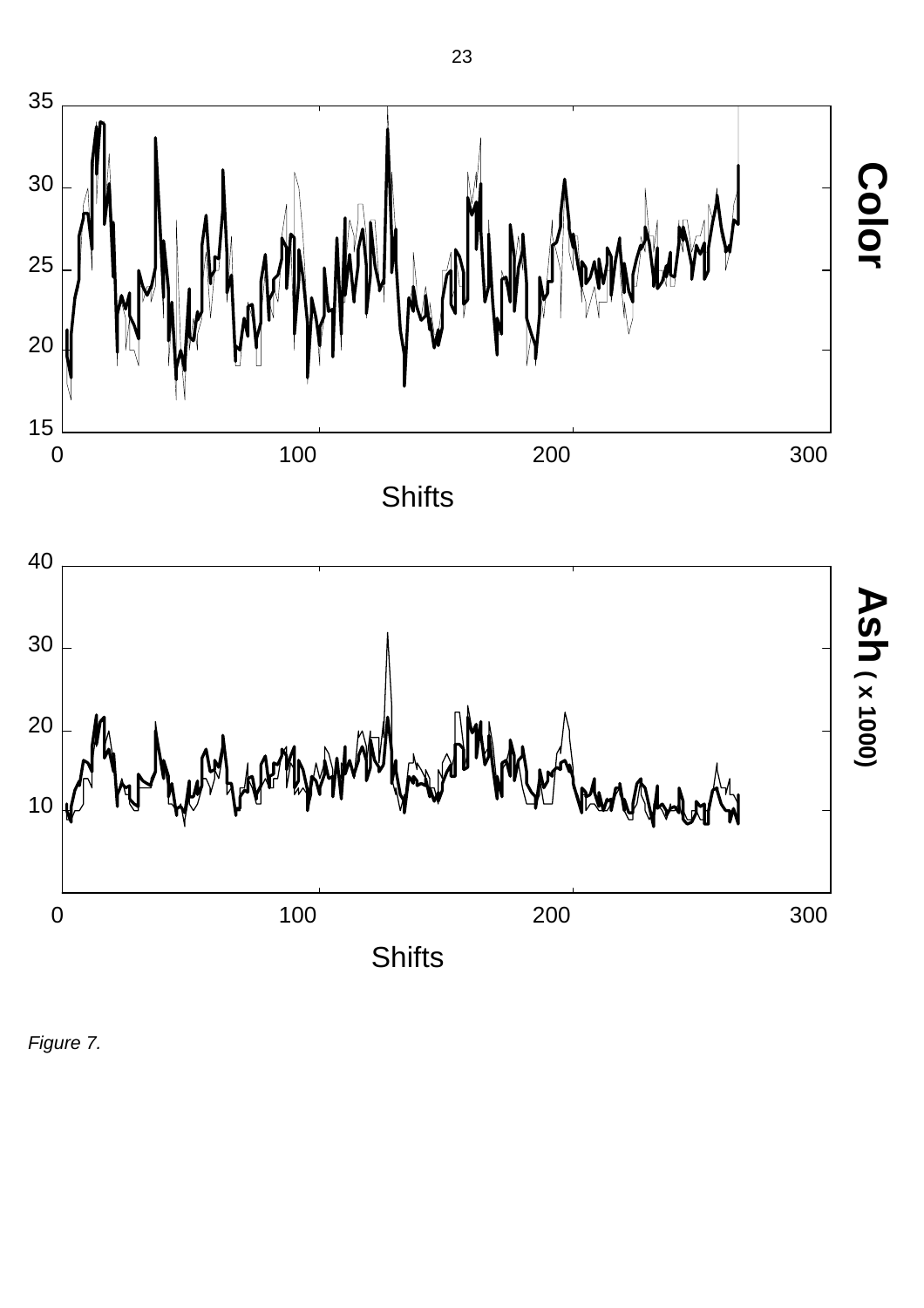*Figure 7.*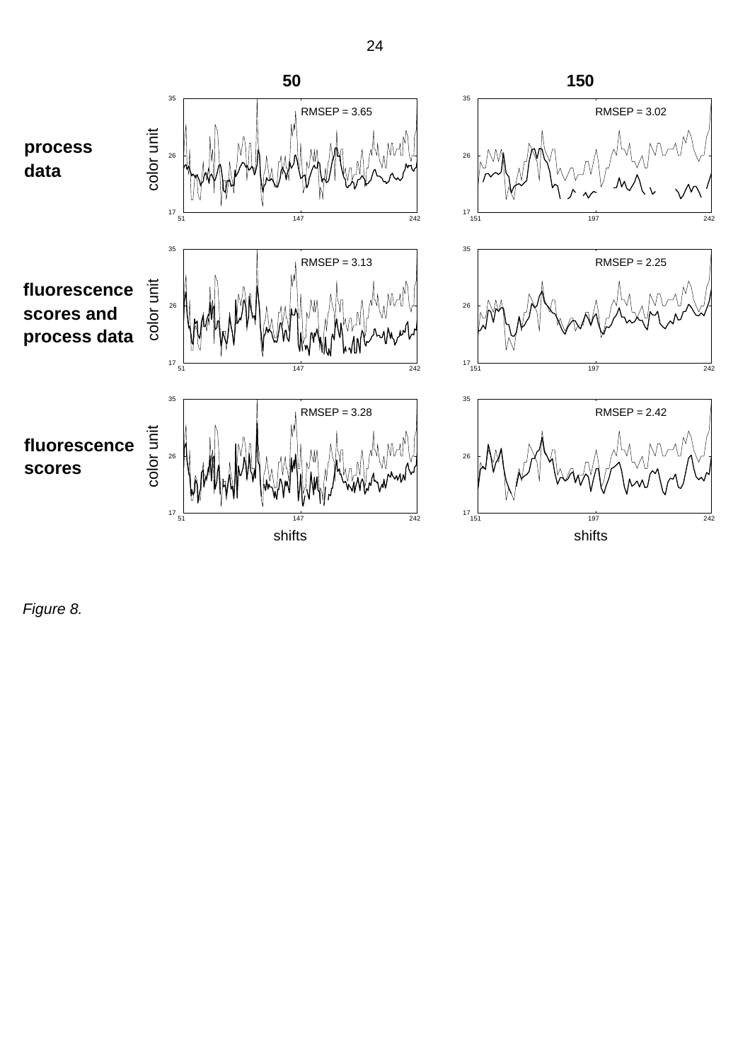50

150

process data

fluorescence scores and process data

fluorescence scores

color unit

35

26

17

51

147

242

151

197

RMSEP = 3.65

RMSEP = 3.02

RMSEP = 3.13

RMSEP = 2.25

RMSEP = 3.28

RMSEP = 2.42

shifts

shifts

*Figure 8.*